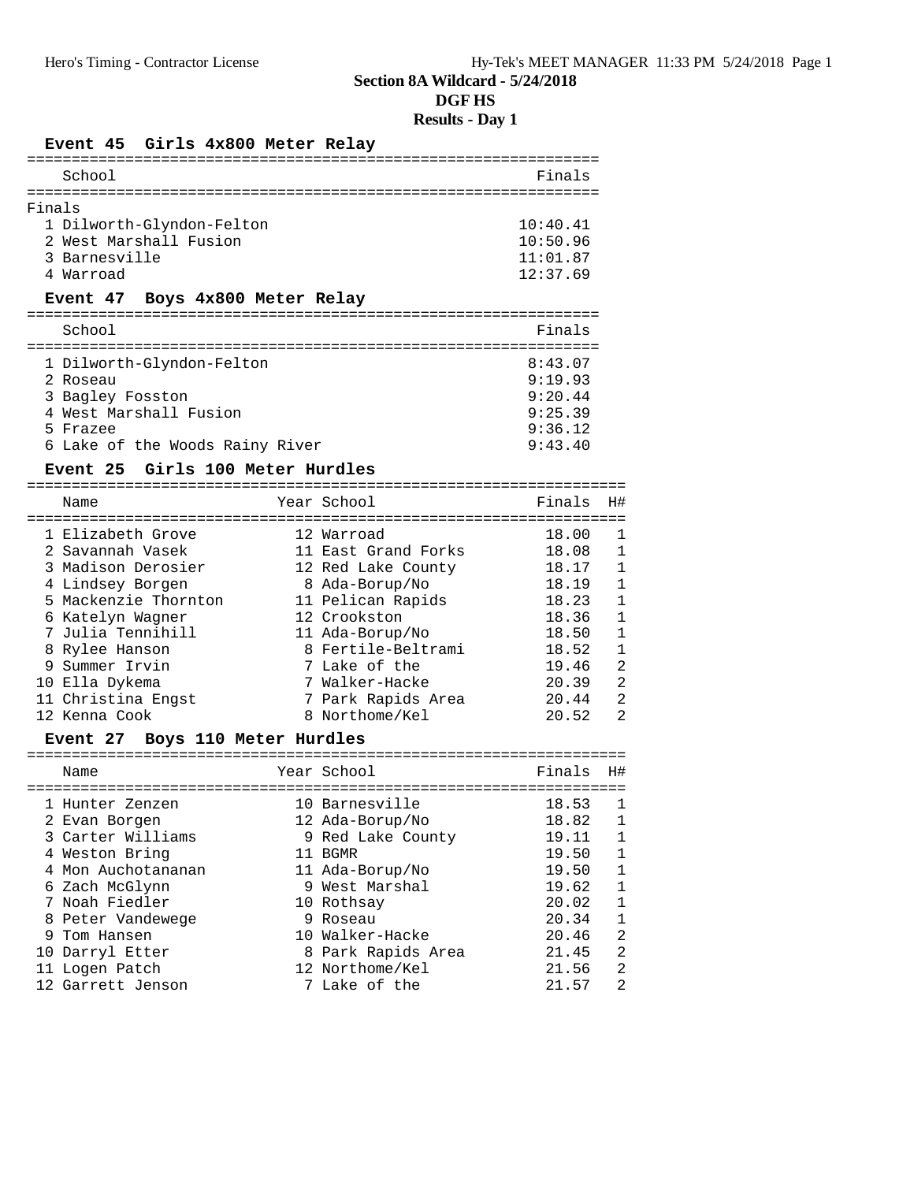# Section 8A Wildcard - 5/24/2018

## DGF HS

### Results - Day 1

#### Event 45 Girls 4x800 Meter Relay

Finals

| Place | School | Finals |
|---|---|---|
| 1 | Dilworth-Glyndon-Felton | 10:40.41 |
| 2 | West Marshall Fusion | 10:50.96 |
| 3 | Barnesville | 11:01.87 |
| 4 | Warroad | 12:37.69 |

#### Event 47 Boys 4x800 Meter Relay

| Place | School | Finals |
|---|---|---|
| 1 | Dilworth-Glyndon-Felton | 8:43.07 |
| 2 | Roseau | 9:19.93 |
| 3 | Bagley Fosston | 9:20.44 |
| 4 | West Marshall Fusion | 9:25.39 |
| 5 | Frazee | 9:36.12 |
| 6 | Lake of the Woods Rainy River | 9:43.40 |

#### Event 25 Girls 100 Meter Hurdles

| Place | Name | Year | School | Finals | H# |
|---|---|---|---|---|---|
| 1 | Elizabeth Grove | 12 | Warroad | 18.00 | 1 |
| 2 | Savannah Vasek | 11 | East Grand Forks | 18.08 | 1 |
| 3 | Madison Derosier | 12 | Red Lake County | 18.17 | 1 |
| 4 | Lindsey Borgen | 8 | Ada-Borup/No | 18.19 | 1 |
| 5 | Mackenzie Thornton | 11 | Pelican Rapids | 18.23 | 1 |
| 6 | Katelyn Wagner | 12 | Crookston | 18.36 | 1 |
| 7 | Julia Tennihill | 11 | Ada-Borup/No | 18.50 | 1 |
| 8 | Rylee Hanson | 8 | Fertile-Beltrami | 18.52 | 1 |
| 9 | Summer Irvin | 7 | Lake of the | 19.46 | 2 |
| 10 | Ella Dykema | 7 | Walker-Hacke | 20.39 | 2 |
| 11 | Christina Engst | 7 | Park Rapids Area | 20.44 | 2 |
| 12 | Kenna Cook | 8 | Northome/Kel | 20.52 | 2 |

#### Event 27 Boys 110 Meter Hurdles

| Place | Name | Year | School | Finals | H# |
|---|---|---|---|---|---|
| 1 | Hunter Zenzen | 10 | Barnesville | 18.53 | 1 |
| 2 | Evan Borgen | 12 | Ada-Borup/No | 18.82 | 1 |
| 3 | Carter Williams | 9 | Red Lake County | 19.11 | 1 |
| 4 | Weston Bring | 11 | BGMR | 19.50 | 1 |
| 4 | Mon Auchotananan | 11 | Ada-Borup/No | 19.50 | 1 |
| 6 | Zach McGlynn | 9 | West Marshal | 19.62 | 1 |
| 7 | Noah Fiedler | 10 | Rothsay | 20.02 | 1 |
| 8 | Peter Vandewege | 9 | Roseau | 20.34 | 1 |
| 9 | Tom Hansen | 10 | Walker-Hacke | 20.46 | 2 |
| 10 | Darryl Etter | 8 | Park Rapids Area | 21.45 | 2 |
| 11 | Logen Patch | 12 | Northome/Kel | 21.56 | 2 |
| 12 | Garrett Jenson | 7 | Lake of the | 21.57 | 2 |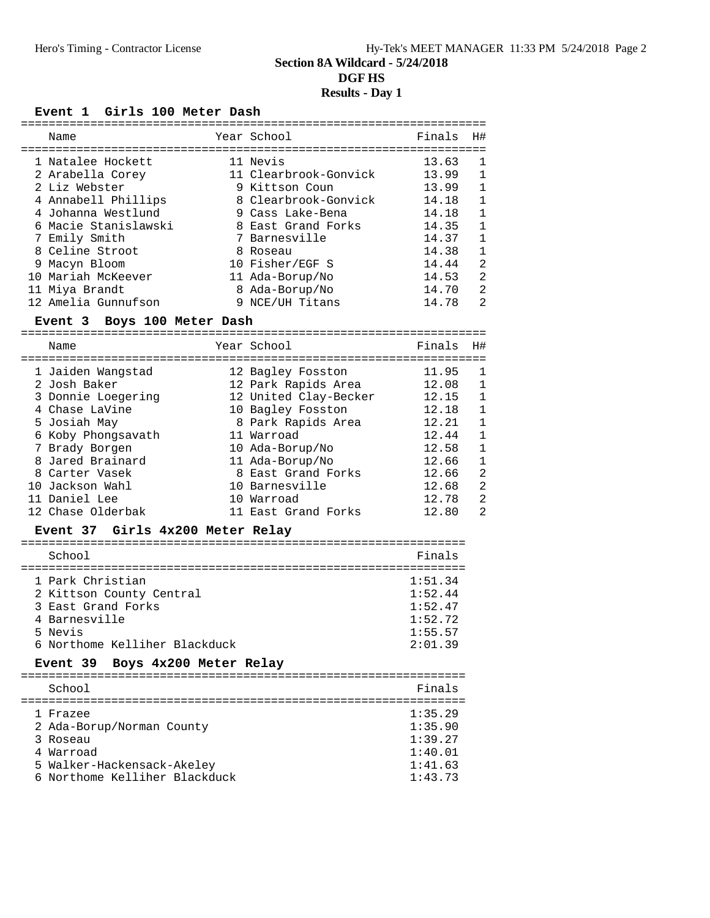# Section 8A Wildcard - 5/24/2018

## DGF HS

### Results - Day 1

#### Event 1 Girls 100 Meter Dash

| Place | Name | Year | School | Finals | H# |
|---|---|---|---|---|---|
| 1 | Natalee Hockett | 11 | Nevis | 13.63 | 1 |
| 2 | Arabella Corey | 11 | Clearbrook-Gonvick | 13.99 | 1 |
| 2 | Liz Webster | 9 | Kittson Coun | 13.99 | 1 |
| 4 | Annabell Phillips | 8 | Clearbrook-Gonvick | 14.18 | 1 |
| 4 | Johanna Westlund | 9 | Cass Lake-Bena | 14.18 | 1 |
| 6 | Macie Stanislawski | 8 | East Grand Forks | 14.35 | 1 |
| 7 | Emily Smith | 7 | Barnesville | 14.37 | 1 |
| 8 | Celine Stroot | 8 | Roseau | 14.38 | 1 |
| 9 | Macyn Bloom | 10 | Fisher/EGF S | 14.44 | 2 |
| 10 | Mariah McKeever | 11 | Ada-Borup/No | 14.53 | 2 |
| 11 | Miya Brandt | 8 | Ada-Borup/No | 14.70 | 2 |
| 12 | Amelia Gunnufson | 9 | NCE/UH Titans | 14.78 | 2 |

#### Event 3 Boys 100 Meter Dash

| Place | Name | Year | School | Finals | H# |
|---|---|---|---|---|---|
| 1 | Jaiden Wangstad | 12 | Bagley Fosston | 11.95 | 1 |
| 2 | Josh Baker | 12 | Park Rapids Area | 12.08 | 1 |
| 3 | Donnie Loegering | 12 | United Clay-Becker | 12.15 | 1 |
| 4 | Chase LaVine | 10 | Bagley Fosston | 12.18 | 1 |
| 5 | Josiah May | 8 | Park Rapids Area | 12.21 | 1 |
| 6 | Koby Phongsavath | 11 | Warroad | 12.44 | 1 |
| 7 | Brady Borgen | 10 | Ada-Borup/No | 12.58 | 1 |
| 8 | Jared Brainard | 11 | Ada-Borup/No | 12.66 | 1 |
| 8 | Carter Vasek | 8 | East Grand Forks | 12.66 | 2 |
| 10 | Jackson Wahl | 10 | Barnesville | 12.68 | 2 |
| 11 | Daniel Lee | 10 | Warroad | 12.78 | 2 |
| 12 | Chase Olderbak | 11 | East Grand Forks | 12.80 | 2 |

#### Event 37 Girls 4x200 Meter Relay

| Place | School | Finals |
|---|---|---|
| 1 | Park Christian | 1:51.34 |
| 2 | Kittson County Central | 1:52.44 |
| 3 | East Grand Forks | 1:52.47 |
| 4 | Barnesville | 1:52.72 |
| 5 | Nevis | 1:55.57 |
| 6 | Northome Kelliher Blackduck | 2:01.39 |

#### Event 39 Boys 4x200 Meter Relay

| Place | School | Finals |
|---|---|---|
| 1 | Frazee | 1:35.29 |
| 2 | Ada-Borup/Norman County | 1:35.90 |
| 3 | Roseau | 1:39.27 |
| 4 | Warroad | 1:40.01 |
| 5 | Walker-Hackensack-Akeley | 1:41.63 |
| 6 | Northome Kelliher Blackduck | 1:43.73 |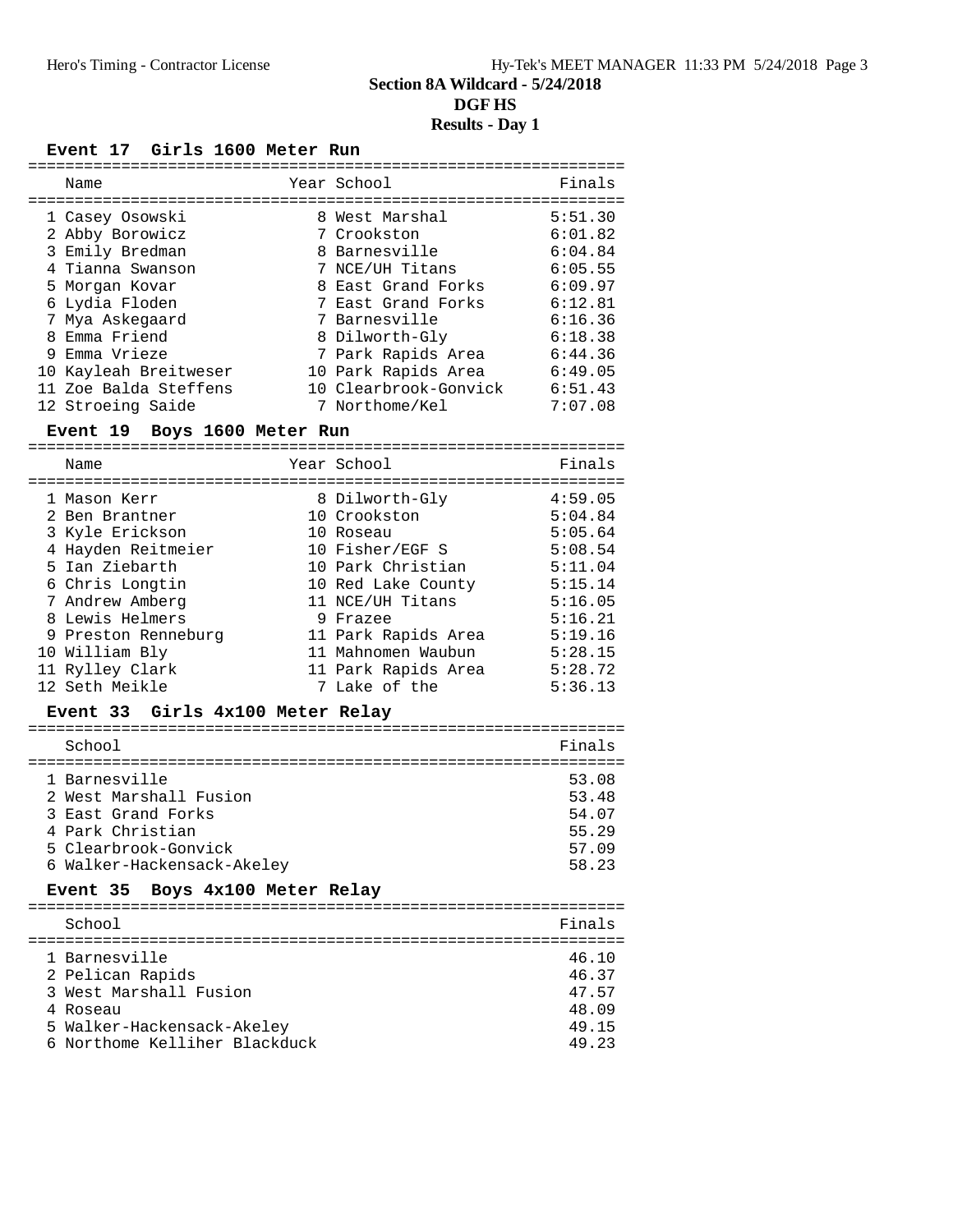# Section 8A Wildcard - 5/24/2018

## DGF HS

### Results - Day 1

#### Event 17 Girls 1600 Meter Run

| | Name | Year | School | Finals |
|---|---|---|---|---|
| 1 | Casey Osowski | 8 | West Marshal | 5:51.30 |
| 2 | Abby Borowicz | 7 | Crookston | 6:01.82 |
| 3 | Emily Bredman | 8 | Barnesville | 6:04.84 |
| 4 | Tianna Swanson | 7 | NCE/UH Titans | 6:05.55 |
| 5 | Morgan Kovar | 8 | East Grand Forks | 6:09.97 |
| 6 | Lydia Floden | 7 | East Grand Forks | 6:12.81 |
| 7 | Mya Askegaard | 7 | Barnesville | 6:16.36 |
| 8 | Emma Friend | 8 | Dilworth-Gly | 6:18.38 |
| 9 | Emma Vrieze | 7 | Park Rapids Area | 6:44.36 |
| 10 | Kayleah Breitweser | 10 | Park Rapids Area | 6:49.05 |
| 11 | Zoe Balda Steffens | 10 | Clearbrook-Gonvick | 6:51.43 |
| 12 | Stroeing Saide | 7 | Northome/Kel | 7:07.08 |

#### Event 19 Boys 1600 Meter Run

| | Name | Year | School | Finals |
|---|---|---|---|---|
| 1 | Mason Kerr | 8 | Dilworth-Gly | 4:59.05 |
| 2 | Ben Brantner | 10 | Crookston | 5:04.84 |
| 3 | Kyle Erickson | 10 | Roseau | 5:05.64 |
| 4 | Hayden Reitmeier | 10 | Fisher/EGF S | 5:08.54 |
| 5 | Ian Ziebarth | 10 | Park Christian | 5:11.04 |
| 6 | Chris Longtin | 10 | Red Lake County | 5:15.14 |
| 7 | Andrew Amberg | 11 | NCE/UH Titans | 5:16.05 |
| 8 | Lewis Helmers | 9 | Frazee | 5:16.21 |
| 9 | Preston Renneburg | 11 | Park Rapids Area | 5:19.16 |
| 10 | William Bly | 11 | Mahnomen Waubun | 5:28.15 |
| 11 | Rylley Clark | 11 | Park Rapids Area | 5:28.72 |
| 12 | Seth Meikle | 7 | Lake of the | 5:36.13 |

#### Event 33 Girls 4x100 Meter Relay

| | School | Finals |
|---|---|---|
| 1 | Barnesville | 53.08 |
| 2 | West Marshall Fusion | 53.48 |
| 3 | East Grand Forks | 54.07 |
| 4 | Park Christian | 55.29 |
| 5 | Clearbrook-Gonvick | 57.09 |
| 6 | Walker-Hackensack-Akeley | 58.23 |

#### Event 35 Boys 4x100 Meter Relay

| | School | Finals |
|---|---|---|
| 1 | Barnesville | 46.10 |
| 2 | Pelican Rapids | 46.37 |
| 3 | West Marshall Fusion | 47.57 |
| 4 | Roseau | 48.09 |
| 5 | Walker-Hackensack-Akeley | 49.15 |
| 6 | Northome Kelliher Blackduck | 49.23 |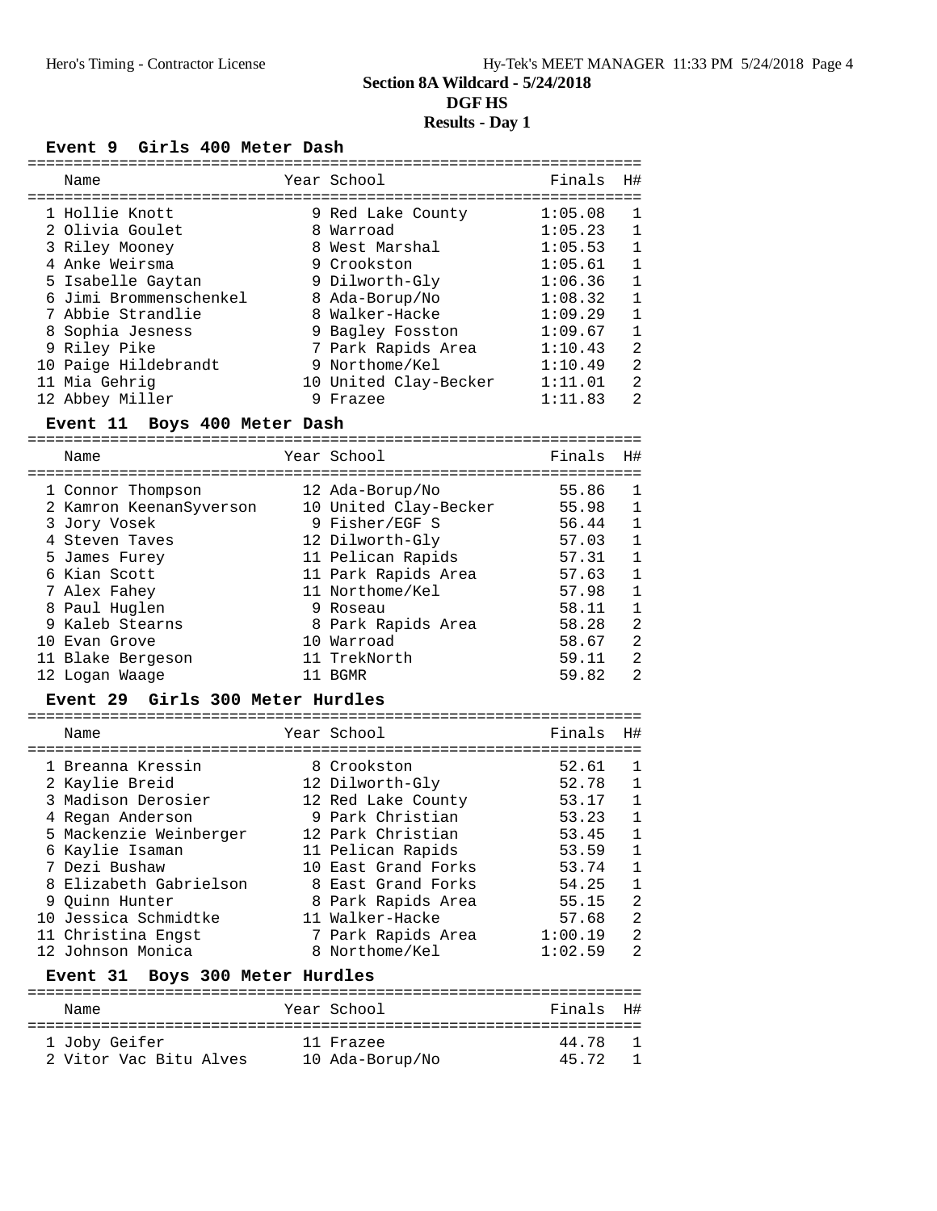# Section 8A Wildcard - 5/24/2018

## DGF HS

### Results - Day 1

#### Event 9 Girls 400 Meter Dash

| Place | Name | Year | School | Finals | H# |
|---|---|---|---|---|---|
| 1 | Hollie Knott | 9 | Red Lake County | 1:05.08 | 1 |
| 2 | Olivia Goulet | 8 | Warroad | 1:05.23 | 1 |
| 3 | Riley Mooney | 8 | West Marshal | 1:05.53 | 1 |
| 4 | Anke Weirsma | 9 | Crookston | 1:05.61 | 1 |
| 5 | Isabelle Gaytan | 9 | Dilworth-Gly | 1:06.36 | 1 |
| 6 | Jimi Brommenschenkel | 8 | Ada-Borup/No | 1:08.32 | 1 |
| 7 | Abbie Strandlie | 8 | Walker-Hacke | 1:09.29 | 1 |
| 8 | Sophia Jesness | 9 | Bagley Fosston | 1:09.67 | 1 |
| 9 | Riley Pike | 7 | Park Rapids Area | 1:10.43 | 2 |
| 10 | Paige Hildebrandt | 9 | Northome/Kel | 1:10.49 | 2 |
| 11 | Mia Gehrig | 10 | United Clay-Becker | 1:11.01 | 2 |
| 12 | Abbey Miller | 9 | Frazee | 1:11.83 | 2 |

#### Event 11 Boys 400 Meter Dash

| Place | Name | Year | School | Finals | H# |
|---|---|---|---|---|---|
| 1 | Connor Thompson | 12 | Ada-Borup/No | 55.86 | 1 |
| 2 | Kamron KeenanSyverson | 10 | United Clay-Becker | 55.98 | 1 |
| 3 | Jory Vosek | 9 | Fisher/EGF S | 56.44 | 1 |
| 4 | Steven Taves | 12 | Dilworth-Gly | 57.03 | 1 |
| 5 | James Furey | 11 | Pelican Rapids | 57.31 | 1 |
| 6 | Kian Scott | 11 | Park Rapids Area | 57.63 | 1 |
| 7 | Alex Fahey | 11 | Northome/Kel | 57.98 | 1 |
| 8 | Paul Huglen | 9 | Roseau | 58.11 | 1 |
| 9 | Kaleb Stearns | 8 | Park Rapids Area | 58.28 | 2 |
| 10 | Evan Grove | 10 | Warroad | 58.67 | 2 |
| 11 | Blake Bergeson | 11 | TrekNorth | 59.11 | 2 |
| 12 | Logan Waage | 11 | BGMR | 59.82 | 2 |

#### Event 29 Girls 300 Meter Hurdles

| Place | Name | Year | School | Finals | H# |
|---|---|---|---|---|---|
| 1 | Breanna Kressin | 8 | Crookston | 52.61 | 1 |
| 2 | Kaylie Breid | 12 | Dilworth-Gly | 52.78 | 1 |
| 3 | Madison Derosier | 12 | Red Lake County | 53.17 | 1 |
| 4 | Regan Anderson | 9 | Park Christian | 53.23 | 1 |
| 5 | Mackenzie Weinberger | 12 | Park Christian | 53.45 | 1 |
| 6 | Kaylie Isaman | 11 | Pelican Rapids | 53.59 | 1 |
| 7 | Dezi Bushaw | 10 | East Grand Forks | 53.74 | 1 |
| 8 | Elizabeth Gabrielson | 8 | East Grand Forks | 54.25 | 1 |
| 9 | Quinn Hunter | 8 | Park Rapids Area | 55.15 | 2 |
| 10 | Jessica Schmidtke | 11 | Walker-Hacke | 57.68 | 2 |
| 11 | Christina Engst | 7 | Park Rapids Area | 1:00.19 | 2 |
| 12 | Johnson Monica | 8 | Northome/Kel | 1:02.59 | 2 |

#### Event 31 Boys 300 Meter Hurdles

| Place | Name | Year | School | Finals | H# |
|---|---|---|---|---|---|
| 1 | Joby Geifer | 11 | Frazee | 44.78 | 1 |
| 2 | Vitor Vac Bitu Alves | 10 | Ada-Borup/No | 45.72 | 1 |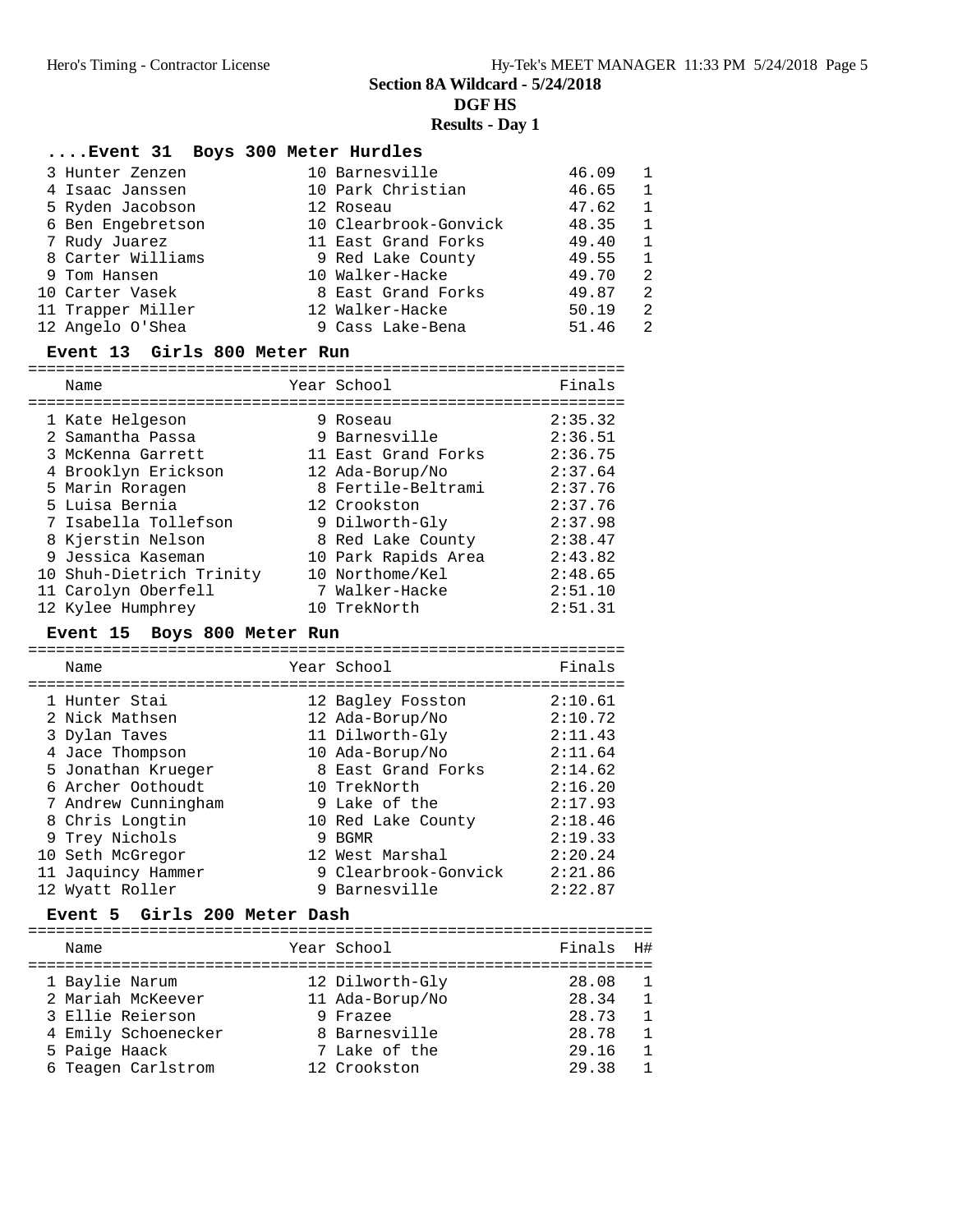## Section 8A Wildcard - 5/24/2018

### DGF HS

### Results - Day 1

#### ....Event 31 Boys 300 Meter Hurdles

| Place | Name | Year | School | Finals | H# |
|---|---|---|---|---|---|
| 3 | Hunter Zenzen | 10 | Barnesville | 46.09 | 1 |
| 4 | Isaac Janssen | 10 | Park Christian | 46.65 | 1 |
| 5 | Ryden Jacobson | 12 | Roseau | 47.62 | 1 |
| 6 | Ben Engebretson | 10 | Clearbrook-Gonvick | 48.35 | 1 |
| 7 | Rudy Juarez | 11 | East Grand Forks | 49.40 | 1 |
| 8 | Carter Williams | 9 | Red Lake County | 49.55 | 1 |
| 9 | Tom Hansen | 10 | Walker-Hacke | 49.70 | 2 |
| 10 | Carter Vasek | 8 | East Grand Forks | 49.87 | 2 |
| 11 | Trapper Miller | 12 | Walker-Hacke | 50.19 | 2 |
| 12 | Angelo O'Shea | 9 | Cass Lake-Bena | 51.46 | 2 |

#### Event 13 Girls 800 Meter Run

| Place | Name | Year | School | Finals |
|---|---|---|---|---|
| 1 | Kate Helgeson | 9 | Roseau | 2:35.32 |
| 2 | Samantha Passa | 9 | Barnesville | 2:36.51 |
| 3 | McKenna Garrett | 11 | East Grand Forks | 2:36.75 |
| 4 | Brooklyn Erickson | 12 | Ada-Borup/No | 2:37.64 |
| 5 | Marin Roragen | 8 | Fertile-Beltrami | 2:37.76 |
| 5 | Luisa Bernia | 12 | Crookston | 2:37.76 |
| 7 | Isabella Tollefson | 9 | Dilworth-Gly | 2:37.98 |
| 8 | Kjerstin Nelson | 8 | Red Lake County | 2:38.47 |
| 9 | Jessica Kaseman | 10 | Park Rapids Area | 2:43.82 |
| 10 | Shuh-Dietrich Trinity | 10 | Northome/Kel | 2:48.65 |
| 11 | Carolyn Oberfell | 7 | Walker-Hacke | 2:51.10 |
| 12 | Kylee Humphrey | 10 | TrekNorth | 2:51.31 |

#### Event 15 Boys 800 Meter Run

| Place | Name | Year | School | Finals |
|---|---|---|---|---|
| 1 | Hunter Stai | 12 | Bagley Fosston | 2:10.61 |
| 2 | Nick Mathsen | 12 | Ada-Borup/No | 2:10.72 |
| 3 | Dylan Taves | 11 | Dilworth-Gly | 2:11.43 |
| 4 | Jace Thompson | 10 | Ada-Borup/No | 2:11.64 |
| 5 | Jonathan Krueger | 8 | East Grand Forks | 2:14.62 |
| 6 | Archer Oothoudt | 10 | TrekNorth | 2:16.20 |
| 7 | Andrew Cunningham | 9 | Lake of the | 2:17.93 |
| 8 | Chris Longtin | 10 | Red Lake County | 2:18.46 |
| 9 | Trey Nichols | 9 | BGMR | 2:19.33 |
| 10 | Seth McGregor | 12 | West Marshal | 2:20.24 |
| 11 | Jaquincy Hammer | 9 | Clearbrook-Gonvick | 2:21.86 |
| 12 | Wyatt Roller | 9 | Barnesville | 2:22.87 |

#### Event 5 Girls 200 Meter Dash

| Place | Name | Year | School | Finals | H# |
|---|---|---|---|---|---|
| 1 | Baylie Narum | 12 | Dilworth-Gly | 28.08 | 1 |
| 2 | Mariah McKeever | 11 | Ada-Borup/No | 28.34 | 1 |
| 3 | Ellie Reierson | 9 | Frazee | 28.73 | 1 |
| 4 | Emily Schoenecker | 8 | Barnesville | 28.78 | 1 |
| 5 | Paige Haack | 7 | Lake of the | 29.16 | 1 |
| 6 | Teagen Carlstrom | 12 | Crookston | 29.38 | 1 |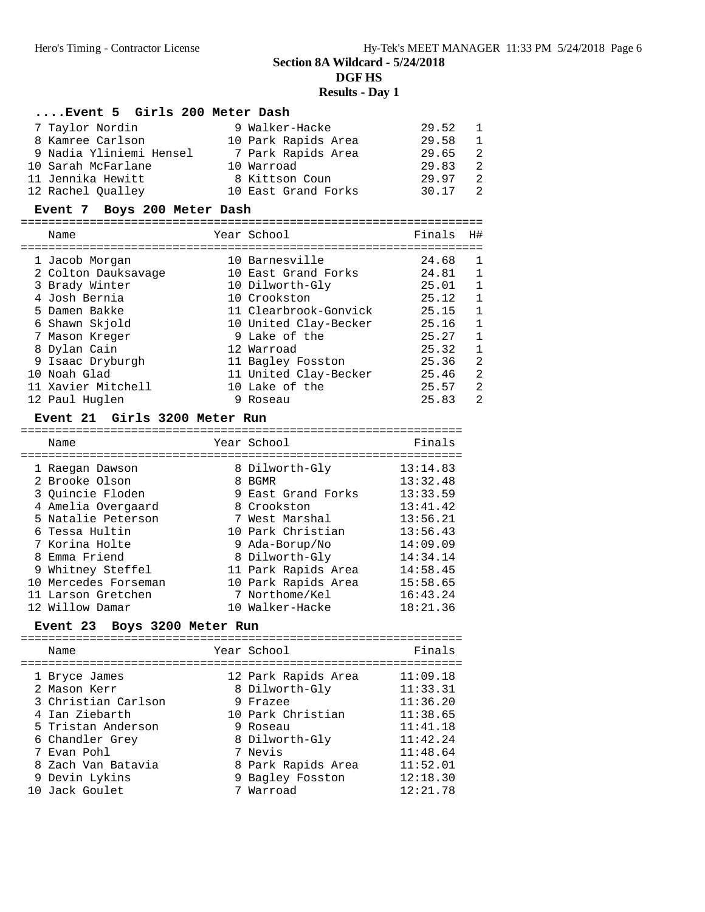# Section 8A Wildcard - 5/24/2018

## DGF HS

### Results - Day 1

#### ....Event 5 Girls 200 Meter Dash

| Place | Name | Year | School | Finals | H# |
|---|---|---|---|---|---|
| 7 | Taylor Nordin | 9 | Walker-Hacke | 29.52 | 1 |
| 8 | Kamree Carlson | 10 | Park Rapids Area | 29.58 | 1 |
| 9 | Nadia Yliniemi Hensel | 7 | Park Rapids Area | 29.65 | 2 |
| 10 | Sarah McFarlane | 10 | Warroad | 29.83 | 2 |
| 11 | Jennika Hewitt | 8 | Kittson Coun | 29.97 | 2 |
| 12 | Rachel Qualley | 10 | East Grand Forks | 30.17 | 2 |

#### Event 7 Boys 200 Meter Dash

| Place | Name | Year | School | Finals | H# |
|---|---|---|---|---|---|
| 1 | Jacob Morgan | 10 | Barnesville | 24.68 | 1 |
| 2 | Colton Dauksavage | 10 | East Grand Forks | 24.81 | 1 |
| 3 | Brady Winter | 10 | Dilworth-Gly | 25.01 | 1 |
| 4 | Josh Bernia | 10 | Crookston | 25.12 | 1 |
| 5 | Damen Bakke | 11 | Clearbrook-Gonvick | 25.15 | 1 |
| 6 | Shawn Skjold | 10 | United Clay-Becker | 25.16 | 1 |
| 7 | Mason Kreger | 9 | Lake of the | 25.27 | 1 |
| 8 | Dylan Cain | 12 | Warroad | 25.32 | 1 |
| 9 | Isaac Dryburgh | 11 | Bagley Fosston | 25.36 | 2 |
| 10 | Noah Glad | 11 | United Clay-Becker | 25.46 | 2 |
| 11 | Xavier Mitchell | 10 | Lake of the | 25.57 | 2 |
| 12 | Paul Huglen | 9 | Roseau | 25.83 | 2 |

#### Event 21 Girls 3200 Meter Run

| Place | Name | Year | School | Finals |
|---|---|---|---|---|
| 1 | Raegan Dawson | 8 | Dilworth-Gly | 13:14.83 |
| 2 | Brooke Olson | 8 | BGMR | 13:32.48 |
| 3 | Quincie Floden | 9 | East Grand Forks | 13:33.59 |
| 4 | Amelia Overgaard | 8 | Crookston | 13:41.42 |
| 5 | Natalie Peterson | 7 | West Marshal | 13:56.21 |
| 6 | Tessa Hultin | 10 | Park Christian | 13:56.43 |
| 7 | Korina Holte | 9 | Ada-Borup/No | 14:09.09 |
| 8 | Emma Friend | 8 | Dilworth-Gly | 14:34.14 |
| 9 | Whitney Steffel | 11 | Park Rapids Area | 14:58.45 |
| 10 | Mercedes Forseman | 10 | Park Rapids Area | 15:58.65 |
| 11 | Larson Gretchen | 7 | Northome/Kel | 16:43.24 |
| 12 | Willow Damar | 10 | Walker-Hacke | 18:21.36 |

#### Event 23 Boys 3200 Meter Run

| Place | Name | Year | School | Finals |
|---|---|---|---|---|
| 1 | Bryce James | 12 | Park Rapids Area | 11:09.18 |
| 2 | Mason Kerr | 8 | Dilworth-Gly | 11:33.31 |
| 3 | Christian Carlson | 9 | Frazee | 11:36.20 |
| 4 | Ian Ziebarth | 10 | Park Christian | 11:38.65 |
| 5 | Tristan Anderson | 9 | Roseau | 11:41.18 |
| 6 | Chandler Grey | 8 | Dilworth-Gly | 11:42.24 |
| 7 | Evan Pohl | 7 | Nevis | 11:48.64 |
| 8 | Zach Van Batavia | 8 | Park Rapids Area | 11:52.01 |
| 9 | Devin Lykins | 9 | Bagley Fosston | 12:18.30 |
| 10 | Jack Goulet | 7 | Warroad | 12:21.78 |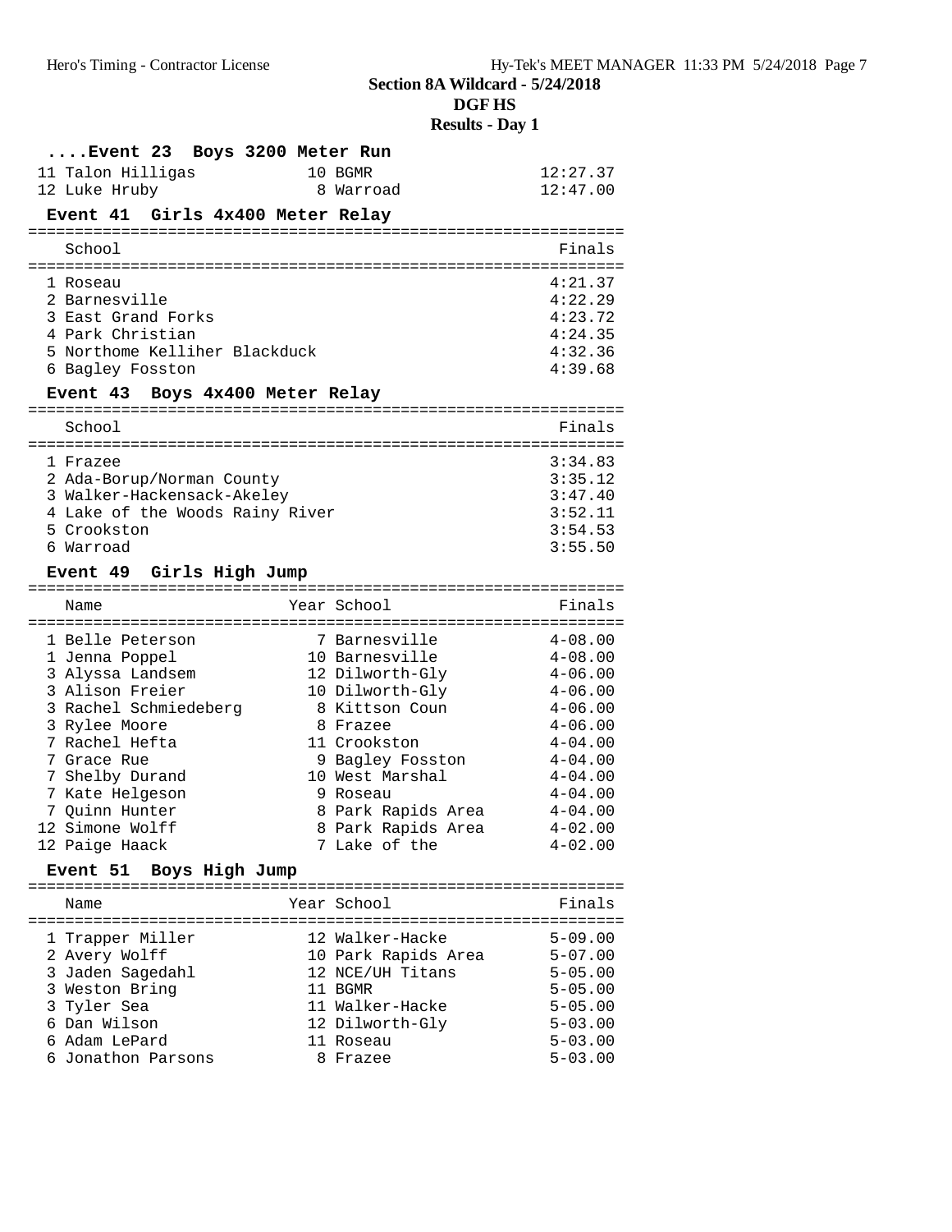## Section 8A Wildcard - 5/24/2018

### DGF HS

### Results - Day 1

#### ....Event 23 Boys 3200 Meter Run

| | Name | Year | School | Finals |
|---|---|---|---|---|
| 11 | Talon Hilligas | 10 | BGMR | 12:27.37 |
| 12 | Luke Hruby | 8 | Warroad | 12:47.00 |

#### Event 41 Girls 4x400 Meter Relay

| | School | Finals |
|---|---|---|
| 1 | Roseau | 4:21.37 |
| 2 | Barnesville | 4:22.29 |
| 3 | East Grand Forks | 4:23.72 |
| 4 | Park Christian | 4:24.35 |
| 5 | Northome Kelliher Blackduck | 4:32.36 |
| 6 | Bagley Fosston | 4:39.68 |

#### Event 43 Boys 4x400 Meter Relay

| | School | Finals |
|---|---|---|
| 1 | Frazee | 3:34.83 |
| 2 | Ada-Borup/Norman County | 3:35.12 |
| 3 | Walker-Hackensack-Akeley | 3:47.40 |
| 4 | Lake of the Woods Rainy River | 3:52.11 |
| 5 | Crookston | 3:54.53 |
| 6 | Warroad | 3:55.50 |

#### Event 49 Girls High Jump

| | Name | Year | School | Finals |
|---|---|---|---|---|
| 1 | Belle Peterson | 7 | Barnesville | 4-08.00 |
| 1 | Jenna Poppel | 10 | Barnesville | 4-08.00 |
| 3 | Alyssa Landsem | 12 | Dilworth-Gly | 4-06.00 |
| 3 | Alison Freier | 10 | Dilworth-Gly | 4-06.00 |
| 3 | Rachel Schmiedeberg | 8 | Kittson Coun | 4-06.00 |
| 3 | Rylee Moore | 8 | Frazee | 4-06.00 |
| 7 | Rachel Hefta | 11 | Crookston | 4-04.00 |
| 7 | Grace Rue | 9 | Bagley Fosston | 4-04.00 |
| 7 | Shelby Durand | 10 | West Marshal | 4-04.00 |
| 7 | Kate Helgeson | 9 | Roseau | 4-04.00 |
| 7 | Quinn Hunter | 8 | Park Rapids Area | 4-04.00 |
| 12 | Simone Wolff | 8 | Park Rapids Area | 4-02.00 |
| 12 | Paige Haack | 7 | Lake of the | 4-02.00 |

#### Event 51 Boys High Jump

| | Name | Year | School | Finals |
|---|---|---|---|---|
| 1 | Trapper Miller | 12 | Walker-Hacke | 5-09.00 |
| 2 | Avery Wolff | 10 | Park Rapids Area | 5-07.00 |
| 3 | Jaden Sagedahl | 12 | NCE/UH Titans | 5-05.00 |
| 3 | Weston Bring | 11 | BGMR | 5-05.00 |
| 3 | Tyler Sea | 11 | Walker-Hacke | 5-05.00 |
| 6 | Dan Wilson | 12 | Dilworth-Gly | 5-03.00 |
| 6 | Adam LePard | 11 | Roseau | 5-03.00 |
| 6 | Jonathon Parsons | 8 | Frazee | 5-03.00 |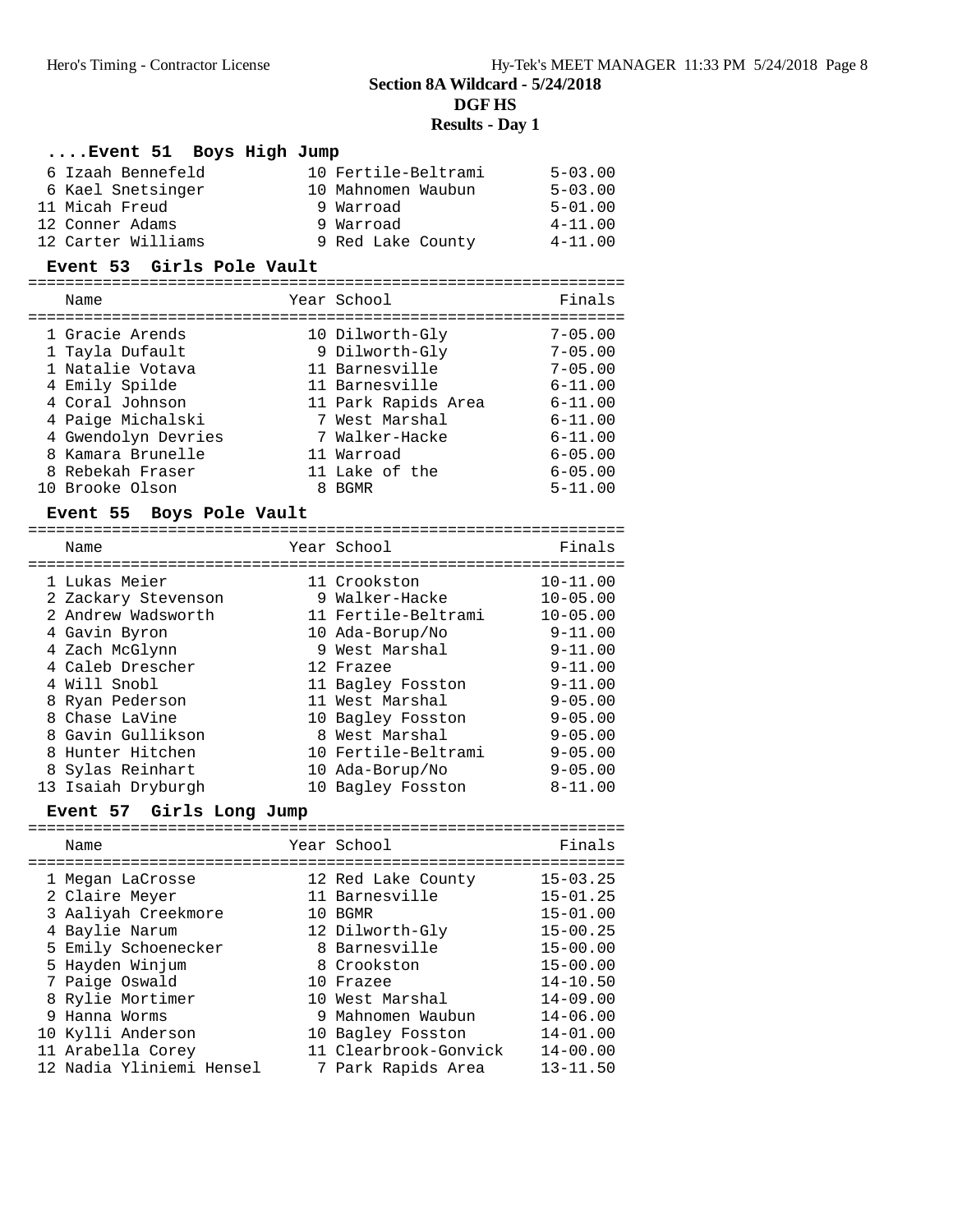## Section 8A Wildcard - 5/24/2018

### DGF HS

### Results - Day 1

#### ....Event 51 Boys High Jump

| Place | Name | Year | School | Finals |
|---|---|---|---|---|
| 6 | Izaah Bennefeld | 10 | Fertile-Beltrami | 5-03.00 |
| 6 | Kael Snetsinger | 10 | Mahnomen Waubun | 5-03.00 |
| 11 | Micah Freud | 9 | Warroad | 5-01.00 |
| 12 | Conner Adams | 9 | Warroad | 4-11.00 |
| 12 | Carter Williams | 9 | Red Lake County | 4-11.00 |

#### Event 53 Girls Pole Vault

| Place | Name | Year | School | Finals |
|---|---|---|---|---|
| 1 | Gracie Arends | 10 | Dilworth-Gly | 7-05.00 |
| 1 | Tayla Dufault | 9 | Dilworth-Gly | 7-05.00 |
| 1 | Natalie Votava | 11 | Barnesville | 7-05.00 |
| 4 | Emily Spilde | 11 | Barnesville | 6-11.00 |
| 4 | Coral Johnson | 11 | Park Rapids Area | 6-11.00 |
| 4 | Paige Michalski | 7 | West Marshal | 6-11.00 |
| 4 | Gwendolyn Devries | 7 | Walker-Hacke | 6-11.00 |
| 8 | Kamara Brunelle | 11 | Warroad | 6-05.00 |
| 8 | Rebekah Fraser | 11 | Lake of the | 6-05.00 |
| 10 | Brooke Olson | 8 | BGMR | 5-11.00 |

#### Event 55 Boys Pole Vault

| Place | Name | Year | School | Finals |
|---|---|---|---|---|
| 1 | Lukas Meier | 11 | Crookston | 10-11.00 |
| 2 | Zackary Stevenson | 9 | Walker-Hacke | 10-05.00 |
| 2 | Andrew Wadsworth | 11 | Fertile-Beltrami | 10-05.00 |
| 4 | Gavin Byron | 10 | Ada-Borup/No | 9-11.00 |
| 4 | Zach McGlynn | 9 | West Marshal | 9-11.00 |
| 4 | Caleb Drescher | 12 | Frazee | 9-11.00 |
| 4 | Will Snobl | 11 | Bagley Fosston | 9-11.00 |
| 8 | Ryan Pederson | 11 | West Marshal | 9-05.00 |
| 8 | Chase LaVine | 10 | Bagley Fosston | 9-05.00 |
| 8 | Gavin Gullikson | 8 | West Marshal | 9-05.00 |
| 8 | Hunter Hitchen | 10 | Fertile-Beltrami | 9-05.00 |
| 8 | Sylas Reinhart | 10 | Ada-Borup/No | 9-05.00 |
| 13 | Isaiah Dryburgh | 10 | Bagley Fosston | 8-11.00 |

#### Event 57 Girls Long Jump

| Place | Name | Year | School | Finals |
|---|---|---|---|---|
| 1 | Megan LaCrosse | 12 | Red Lake County | 15-03.25 |
| 2 | Claire Meyer | 11 | Barnesville | 15-01.25 |
| 3 | Aaliyah Creekmore | 10 | BGMR | 15-01.00 |
| 4 | Baylie Narum | 12 | Dilworth-Gly | 15-00.25 |
| 5 | Emily Schoenecker | 8 | Barnesville | 15-00.00 |
| 5 | Hayden Winjum | 8 | Crookston | 15-00.00 |
| 7 | Paige Oswald | 10 | Frazee | 14-10.50 |
| 8 | Rylie Mortimer | 10 | West Marshal | 14-09.00 |
| 9 | Hanna Worms | 9 | Mahnomen Waubun | 14-06.00 |
| 10 | Kylli Anderson | 10 | Bagley Fosston | 14-01.00 |
| 11 | Arabella Corey | 11 | Clearbrook-Gonvick | 14-00.00 |
| 12 | Nadia Yliniemi Hensel | 7 | Park Rapids Area | 13-11.50 |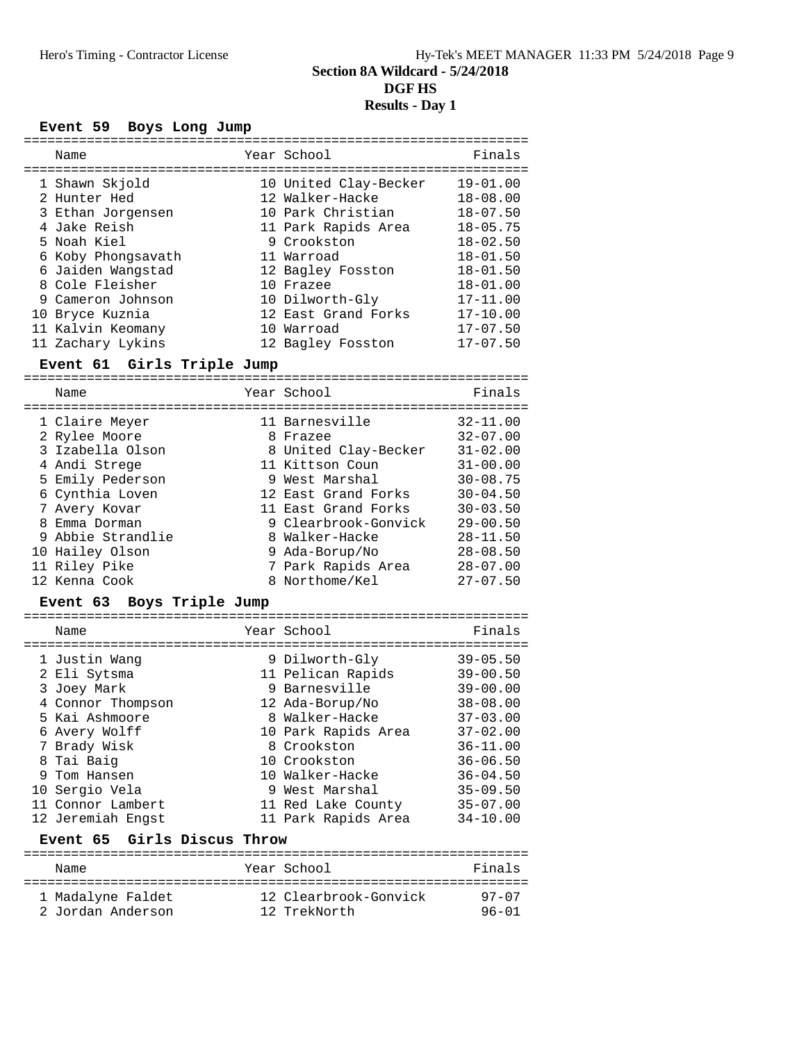# Section 8A Wildcard - 5/24/2018

## DGF HS

### Results - Day 1

#### Event 59 Boys Long Jump

| | Name | Year | School | Finals |
|---|---|---|---|---|
| 1 | Shawn Skjold | 10 | United Clay-Becker | 19-01.00 |
| 2 | Hunter Hed | 12 | Walker-Hacke | 18-08.00 |
| 3 | Ethan Jorgensen | 10 | Park Christian | 18-07.50 |
| 4 | Jake Reish | 11 | Park Rapids Area | 18-05.75 |
| 5 | Noah Kiel | 9 | Crookston | 18-02.50 |
| 6 | Koby Phongsavath | 11 | Warroad | 18-01.50 |
| 6 | Jaiden Wangstad | 12 | Bagley Fosston | 18-01.50 |
| 8 | Cole Fleisher | 10 | Frazee | 18-01.00 |
| 9 | Cameron Johnson | 10 | Dilworth-Gly | 17-11.00 |
| 10 | Bryce Kuznia | 12 | East Grand Forks | 17-10.00 |
| 11 | Kalvin Keomany | 10 | Warroad | 17-07.50 |
| 11 | Zachary Lykins | 12 | Bagley Fosston | 17-07.50 |

#### Event 61 Girls Triple Jump

| | Name | Year | School | Finals |
|---|---|---|---|---|
| 1 | Claire Meyer | 11 | Barnesville | 32-11.00 |
| 2 | Rylee Moore | 8 | Frazee | 32-07.00 |
| 3 | Izabella Olson | 8 | United Clay-Becker | 31-02.00 |
| 4 | Andi Strege | 11 | Kittson Coun | 31-00.00 |
| 5 | Emily Pederson | 9 | West Marshal | 30-08.75 |
| 6 | Cynthia Loven | 12 | East Grand Forks | 30-04.50 |
| 7 | Avery Kovar | 11 | East Grand Forks | 30-03.50 |
| 8 | Emma Dorman | 9 | Clearbrook-Gonvick | 29-00.50 |
| 9 | Abbie Strandlie | 8 | Walker-Hacke | 28-11.50 |
| 10 | Hailey Olson | 9 | Ada-Borup/No | 28-08.50 |
| 11 | Riley Pike | 7 | Park Rapids Area | 28-07.00 |
| 12 | Kenna Cook | 8 | Northome/Kel | 27-07.50 |

#### Event 63 Boys Triple Jump

| | Name | Year | School | Finals |
|---|---|---|---|---|
| 1 | Justin Wang | 9 | Dilworth-Gly | 39-05.50 |
| 2 | Eli Sytsma | 11 | Pelican Rapids | 39-00.50 |
| 3 | Joey Mark | 9 | Barnesville | 39-00.00 |
| 4 | Connor Thompson | 12 | Ada-Borup/No | 38-08.00 |
| 5 | Kai Ashmoore | 8 | Walker-Hacke | 37-03.00 |
| 6 | Avery Wolff | 10 | Park Rapids Area | 37-02.00 |
| 7 | Brady Wisk | 8 | Crookston | 36-11.00 |
| 8 | Tai Baig | 10 | Crookston | 36-06.50 |
| 9 | Tom Hansen | 10 | Walker-Hacke | 36-04.50 |
| 10 | Sergio Vela | 9 | West Marshal | 35-09.50 |
| 11 | Connor Lambert | 11 | Red Lake County | 35-07.00 |
| 12 | Jeremiah Engst | 11 | Park Rapids Area | 34-10.00 |

#### Event 65 Girls Discus Throw

| | Name | Year | School | Finals |
|---|---|---|---|---|
| 1 | Madalyne Faldet | 12 | Clearbrook-Gonvick | 97-07 |
| 2 | Jordan Anderson | 12 | TrekNorth | 96-01 |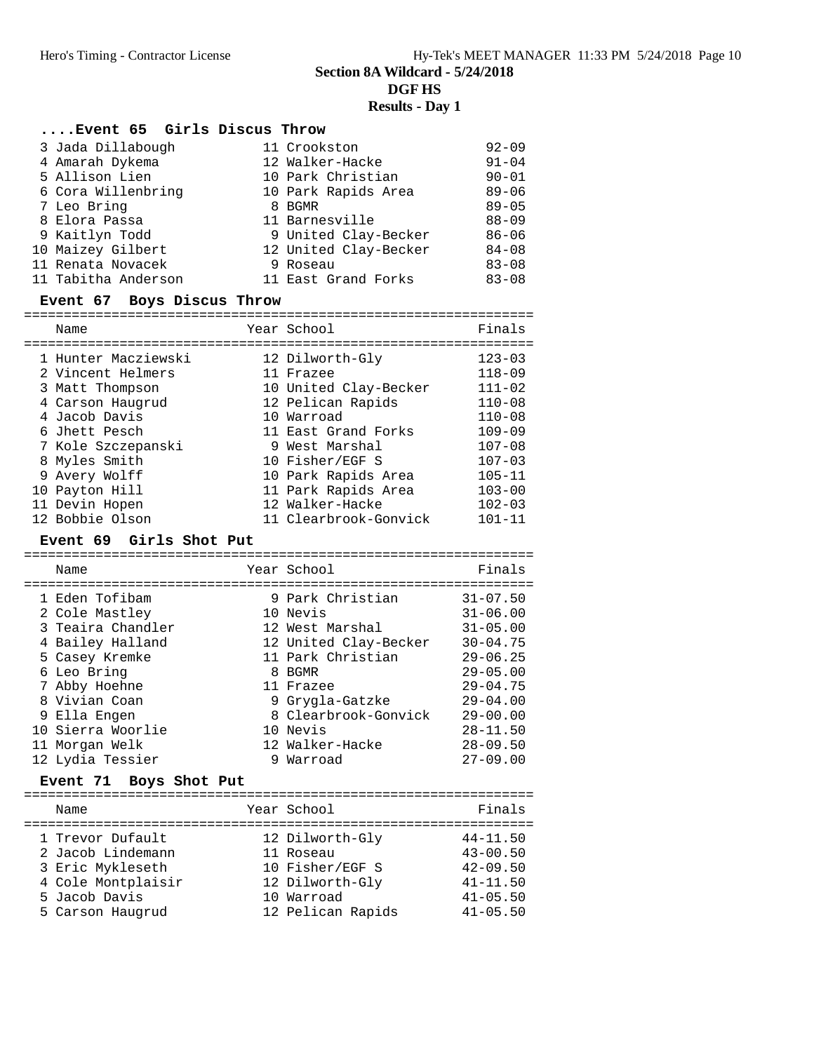# Section 8A Wildcard - 5/24/2018

## DGF HS

### Results - Day 1

#### ....Event 65 Girls Discus Throw

| Place | Name | Year | School | Finals |
|---|---|---|---|---|
| 3 | Jada Dillabough | 11 | Crookston | 92-09 |
| 4 | Amarah Dykema | 12 | Walker-Hacke | 91-04 |
| 5 | Allison Lien | 10 | Park Christian | 90-01 |
| 6 | Cora Willenbring | 10 | Park Rapids Area | 89-06 |
| 7 | Leo Bring | 8 | BGMR | 89-05 |
| 8 | Elora Passa | 11 | Barnesville | 88-09 |
| 9 | Kaitlyn Todd | 9 | United Clay-Becker | 86-06 |
| 10 | Maizey Gilbert | 12 | United Clay-Becker | 84-08 |
| 11 | Renata Novacek | 9 | Roseau | 83-08 |
| 11 | Tabitha Anderson | 11 | East Grand Forks | 83-08 |

#### Event 67 Boys Discus Throw

| Place | Name | Year | School | Finals |
|---|---|---|---|---|
| 1 | Hunter Macziewski | 12 | Dilworth-Gly | 123-03 |
| 2 | Vincent Helmers | 11 | Frazee | 118-09 |
| 3 | Matt Thompson | 10 | United Clay-Becker | 111-02 |
| 4 | Carson Haugrud | 12 | Pelican Rapids | 110-08 |
| 4 | Jacob Davis | 10 | Warroad | 110-08 |
| 6 | Jhett Pesch | 11 | East Grand Forks | 109-09 |
| 7 | Kole Szczepanski | 9 | West Marshal | 107-08 |
| 8 | Myles Smith | 10 | Fisher/EGF S | 107-03 |
| 9 | Avery Wolff | 10 | Park Rapids Area | 105-11 |
| 10 | Payton Hill | 11 | Park Rapids Area | 103-00 |
| 11 | Devin Hopen | 12 | Walker-Hacke | 102-03 |
| 12 | Bobbie Olson | 11 | Clearbrook-Gonvick | 101-11 |

#### Event 69 Girls Shot Put

| Place | Name | Year | School | Finals |
|---|---|---|---|---|
| 1 | Eden Tofibam | 9 | Park Christian | 31-07.50 |
| 2 | Cole Mastley | 10 | Nevis | 31-06.00 |
| 3 | Teaira Chandler | 12 | West Marshal | 31-05.00 |
| 4 | Bailey Halland | 12 | United Clay-Becker | 30-04.75 |
| 5 | Casey Kremke | 11 | Park Christian | 29-06.25 |
| 6 | Leo Bring | 8 | BGMR | 29-05.00 |
| 7 | Abby Hoehne | 11 | Frazee | 29-04.75 |
| 8 | Vivian Coan | 9 | Grygla-Gatzke | 29-04.00 |
| 9 | Ella Engen | 8 | Clearbrook-Gonvick | 29-00.00 |
| 10 | Sierra Woorlie | 10 | Nevis | 28-11.50 |
| 11 | Morgan Welk | 12 | Walker-Hacke | 28-09.50 |
| 12 | Lydia Tessier | 9 | Warroad | 27-09.00 |

#### Event 71 Boys Shot Put

| Place | Name | Year | School | Finals |
|---|---|---|---|---|
| 1 | Trevor Dufault | 12 | Dilworth-Gly | 44-11.50 |
| 2 | Jacob Lindemann | 11 | Roseau | 43-00.50 |
| 3 | Eric Mykleseth | 10 | Fisher/EGF S | 42-09.50 |
| 4 | Cole Montplaisir | 12 | Dilworth-Gly | 41-11.50 |
| 5 | Jacob Davis | 10 | Warroad | 41-05.50 |
| 5 | Carson Haugrud | 12 | Pelican Rapids | 41-05.50 |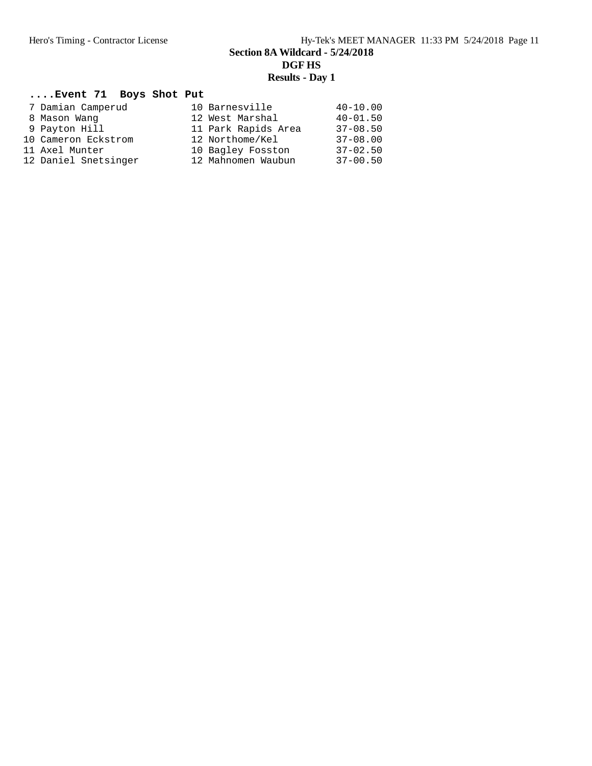**Section 8A Wildcard - 5/24/2018**

**DGF HS**

**Results - Day 1**

### ....Event 71 Boys Shot Put

| | | | | |
|---|---|---|---|---|
| 7 | Damian Camperud | 10 | Barnesville | 40-10.00 |
| 8 | Mason Wang | 12 | West Marshal | 40-01.50 |
| 9 | Payton Hill | 11 | Park Rapids Area | 37-08.50 |
| 10 | Cameron Eckstrom | 12 | Northome/Kel | 37-08.00 |
| 11 | Axel Munter | 10 | Bagley Fosston | 37-02.50 |
| 12 | Daniel Snetsinger | 12 | Mahnomen Waubun | 37-00.50 |